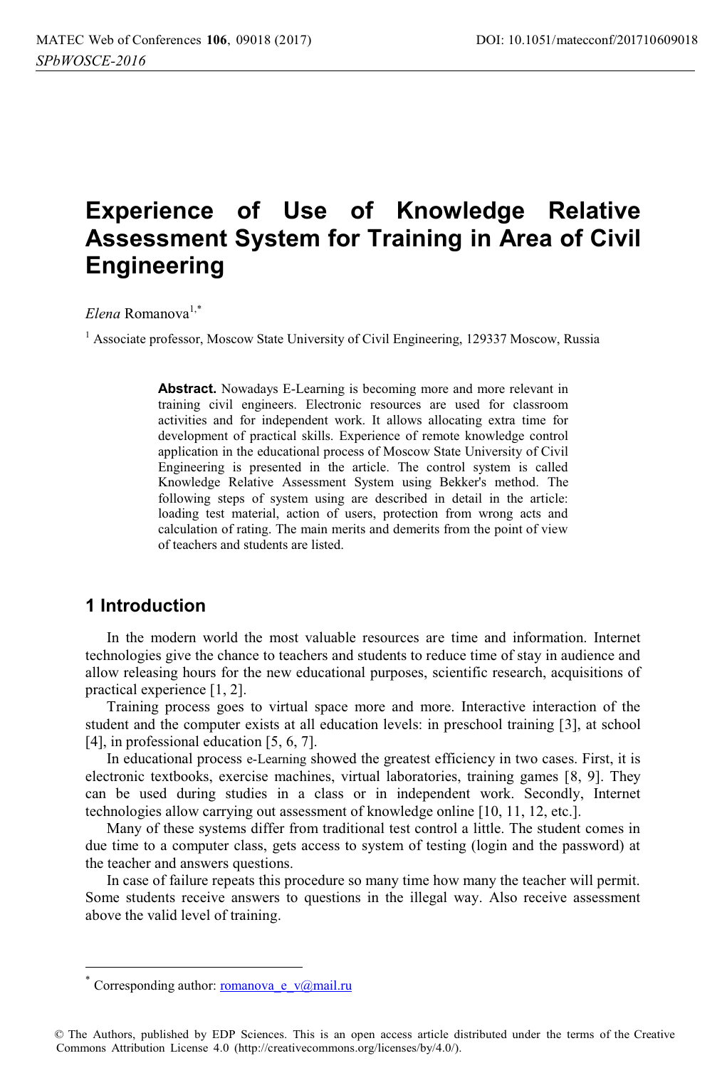# Experience of Use of Knowledge Relative Assessment System for Training in Area of Civil Engineering

*Elena* Romanova[1,*]

[1] Associate professor, Moscow State University of Civil Engineering, 129337 Moscow, Russia

**Abstract.** Nowadays E-Learning is becoming more and more relevant in training civil engineers. Electronic resources are used for classroom activities and for independent work. It allows allocating extra time for development of practical skills. Experience of remote knowledge control application in the educational process of Moscow State University of Civil Engineering is presented in the article. The control system is called Knowledge Relative Assessment System using Bekker's method. The following steps of system using are described in detail in the article: loading test material, action of users, protection from wrong acts and calculation of rating. The main merits and demerits from the point of view of teachers and students are listed.

## 1 Introduction

In the modern world the most valuable resources are time and information. Internet technologies give the chance to teachers and students to reduce time of stay in audience and allow releasing hours for the new educational purposes, scientific research, acquisitions of practical experience [1, 2].

Training process goes to virtual space more and more. Interactive interaction of the student and the computer exists at all education levels: in preschool training [3], at school [4], in professional education [5, 6, 7].

In educational process e-Learning showed the greatest efficiency in two cases. First, it is electronic textbooks, exercise machines, virtual laboratories, training games [8, 9]. They can be used during studies in a class or in independent work. Secondly, Internet technologies allow carrying out assessment of knowledge online [10, 11, 12, etc.].

Many of these systems differ from traditional test control a little. The student comes in due time to a computer class, gets access to system of testing (login and the password) at the teacher and answers questions.

In case of failure repeats this procedure so many time how many the teacher will permit. Some students receive answers to questions in the illegal way. Also receive assessment above the valid level of training.

---

[*] Corresponding author: romanova_e_v@mail.ru

© The Authors, published by EDP Sciences. This is an open access article distributed under the terms of the Creative Commons Attribution License 4.0 (http://creativecommons.org/licenses/by/4.0/).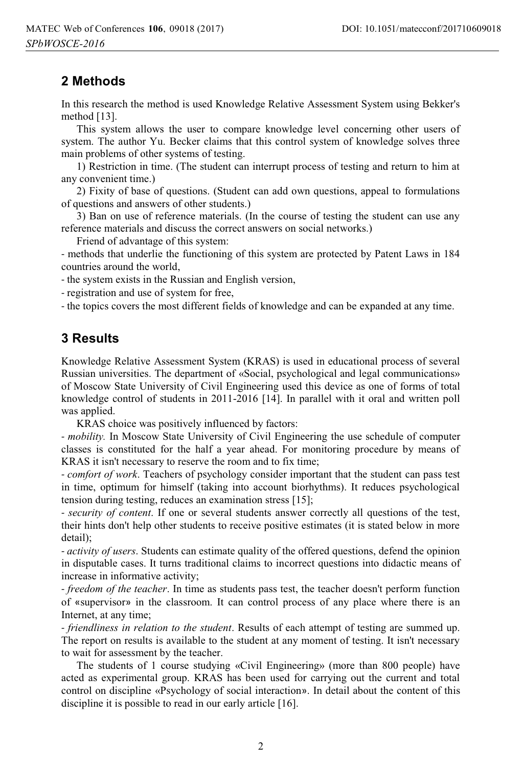## 2 Methods

In this research the method is used Knowledge Relative Assessment System using Bekker's method [13].

This system allows the user to compare knowledge level concerning other users of system. The author Yu. Becker claims that this control system of knowledge solves three main problems of other systems of testing.

1) Restriction in time. (The student can interrupt process of testing and return to him at any convenient time.)

2) Fixity of base of questions. (Student can add own questions, appeal to formulations of questions and answers of other students.)

3) Ban on use of reference materials. (In the course of testing the student can use any reference materials and discuss the correct answers on social networks.)

Friend of advantage of this system:

- methods that underlie the functioning of this system are protected by Patent Laws in 184 countries around the world,
- the system exists in the Russian and English version,
- registration and use of system for free,
- the topics covers the most different fields of knowledge and can be expanded at any time.

## 3 Results

Knowledge Relative Assessment System (KRAS) is used in educational process of several Russian universities. The department of «Social, psychological and legal communications» of Moscow State University of Civil Engineering used this device as one of forms of total knowledge control of students in 2011-2016 [14]. In parallel with it oral and written poll was applied.

KRAS choice was positively influenced by factors:

- *mobility.* In Moscow State University of Civil Engineering the use schedule of computer classes is constituted for the half a year ahead. For monitoring procedure by means of KRAS it isn't necessary to reserve the room and to fix time;
- *comfort of work*. Teachers of psychology consider important that the student can pass test in time, optimum for himself (taking into account biorhythms). It reduces psychological tension during testing, reduces an examination stress [15];
- *security of content*. If one or several students answer correctly all questions of the test, their hints don't help other students to receive positive estimates (it is stated below in more detail);
- *activity of users*. Students can estimate quality of the offered questions, defend the opinion in disputable cases. It turns traditional claims to incorrect questions into didactic means of increase in informative activity;
- *freedom of the teacher*. In time as students pass test, the teacher doesn't perform function of «supervisor» in the classroom. It can control process of any place where there is an Internet, at any time;
- *friendliness in relation to the student*. Results of each attempt of testing are summed up. The report on results is available to the student at any moment of testing. It isn't necessary to wait for assessment by the teacher.

The students of 1 course studying «Civil Engineering» (more than 800 people) have acted as experimental group. KRAS has been used for carrying out the current and total control on discipline «Psychology of social interaction». In detail about the content of this discipline it is possible to read in our early article [16].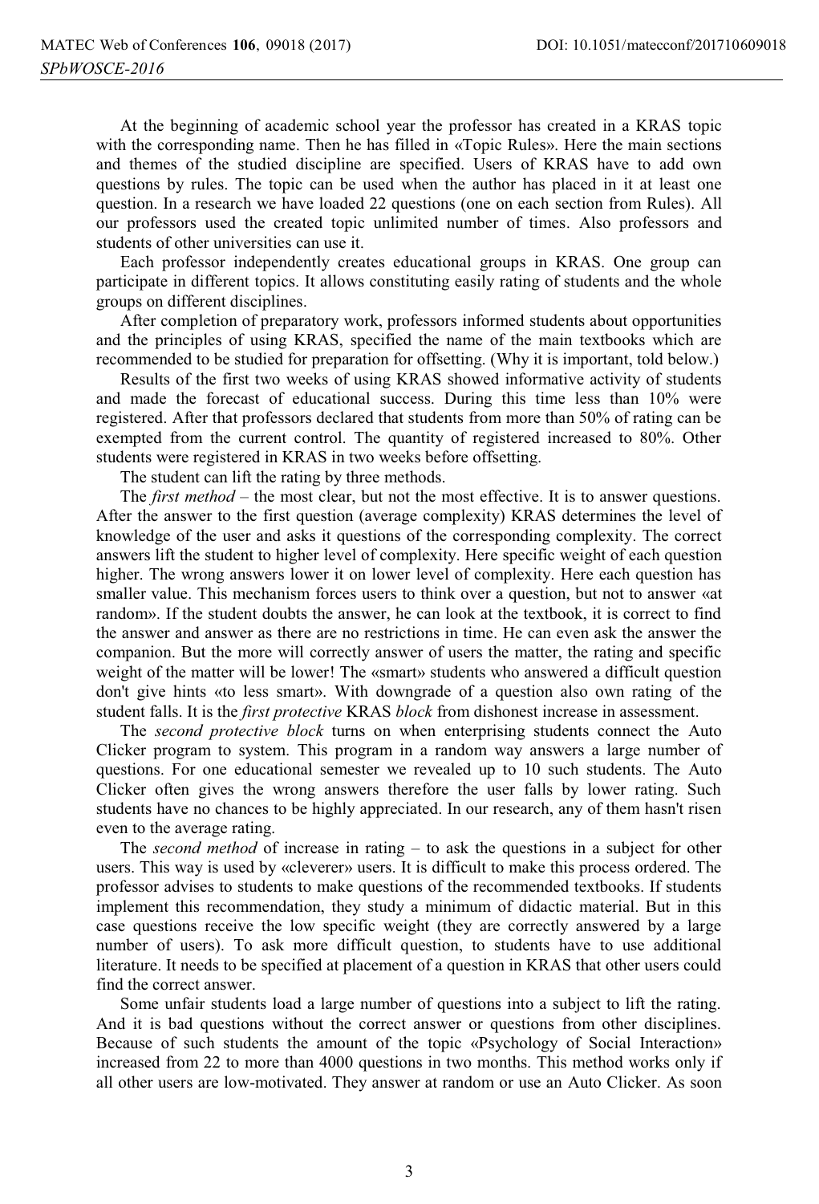At the beginning of academic school year the professor has created in a KRAS topic with the corresponding name. Then he has filled in «Topic Rules». Here the main sections and themes of the studied discipline are specified. Users of KRAS have to add own questions by rules. The topic can be used when the author has placed in it at least one question. In a research we have loaded 22 questions (one on each section from Rules). All our professors used the created topic unlimited number of times. Also professors and students of other universities can use it.

Each professor independently creates educational groups in KRAS. One group can participate in different topics. It allows constituting easily rating of students and the whole groups on different disciplines.

After completion of preparatory work, professors informed students about opportunities and the principles of using KRAS, specified the name of the main textbooks which are recommended to be studied for preparation for offsetting. (Why it is important, told below.)

Results of the first two weeks of using KRAS showed informative activity of students and made the forecast of educational success. During this time less than 10% were registered. After that professors declared that students from more than 50% of rating can be exempted from the current control. The quantity of registered increased to 80%. Other students were registered in KRAS in two weeks before offsetting.

The student can lift the rating by three methods.

The *first method* – the most clear, but not the most effective. It is to answer questions. After the answer to the first question (average complexity) KRAS determines the level of knowledge of the user and asks it questions of the corresponding complexity. The correct answers lift the student to higher level of complexity. Here specific weight of each question higher. The wrong answers lower it on lower level of complexity. Here each question has smaller value. This mechanism forces users to think over a question, but not to answer «at random». If the student doubts the answer, he can look at the textbook, it is correct to find the answer and answer as there are no restrictions in time. He can even ask the answer the companion. But the more will correctly answer of users the matter, the rating and specific weight of the matter will be lower! The «smart» students who answered a difficult question don't give hints «to less smart». With downgrade of a question also own rating of the student falls. It is the *first protective* KRAS *block* from dishonest increase in assessment.

The *second protective block* turns on when enterprising students connect the Auto Clicker program to system. This program in a random way answers a large number of questions. For one educational semester we revealed up to 10 such students. The Auto Clicker often gives the wrong answers therefore the user falls by lower rating. Such students have no chances to be highly appreciated. In our research, any of them hasn't risen even to the average rating.

The *second method* of increase in rating – to ask the questions in a subject for other users. This way is used by «cleverer» users. It is difficult to make this process ordered. The professor advises to students to make questions of the recommended textbooks. If students implement this recommendation, they study a minimum of didactic material. But in this case questions receive the low specific weight (they are correctly answered by a large number of users). To ask more difficult question, to students have to use additional literature. It needs to be specified at placement of a question in KRAS that other users could find the correct answer.

Some unfair students load a large number of questions into a subject to lift the rating. And it is bad questions without the correct answer or questions from other disciplines. Because of such students the amount of the topic «Psychology of Social Interaction» increased from 22 to more than 4000 questions in two months. This method works only if all other users are low-motivated. They answer at random or use an Auto Clicker. As soon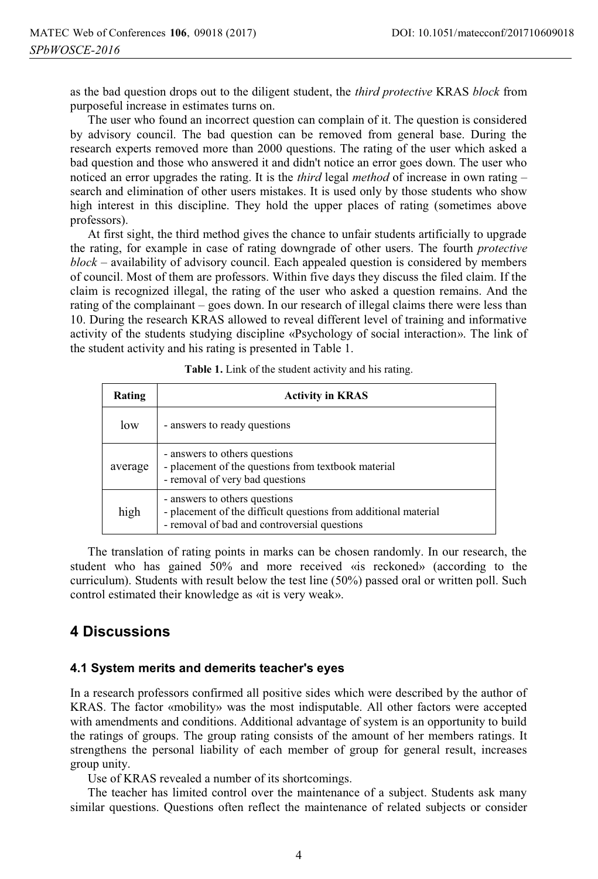as the bad question drops out to the diligent student, the *third protective* KRAS *block* from purposeful increase in estimates turns on.

The user who found an incorrect question can complain of it. The question is considered by advisory council. The bad question can be removed from general base. During the research experts removed more than 2000 questions. The rating of the user which asked a bad question and those who answered it and didn't notice an error goes down. The user who noticed an error upgrades the rating. It is the *third* legal *method* of increase in own rating – search and elimination of other users mistakes. It is used only by those students who show high interest in this discipline. They hold the upper places of rating (sometimes above professors).

At first sight, the third method gives the chance to unfair students artificially to upgrade the rating, for example in case of rating downgrade of other users. The fourth *protective block* – availability of advisory council. Each appealed question is considered by members of council. Most of them are professors. Within five days they discuss the filed claim. If the claim is recognized illegal, the rating of the user who asked a question remains. And the rating of the complainant – goes down. In our research of illegal claims there were less than 10. During the research KRAS allowed to reveal different level of training and informative activity of the students studying discipline «Psychology of social interaction». The link of the student activity and his rating is presented in Table 1.

**Table 1.** Link of the student activity and his rating.

| Rating | Activity in KRAS |
|---|---|
| low | - answers to ready questions |
| average | - answers to others questions<br>- placement of the questions from textbook material<br>- removal of very bad questions |
| high | - answers to others questions<br>- placement of the difficult questions from additional material<br>- removal of bad and controversial questions |

The translation of rating points in marks can be chosen randomly. In our research, the student who has gained 50% and more received «is reckoned» (according to the curriculum). Students with result below the test line (50%) passed oral or written poll. Such control estimated their knowledge as «it is very weak».

## 4 Discussions

### 4.1 System merits and demerits teacher's eyes

In a research professors confirmed all positive sides which were described by the author of KRAS. The factor «mobility» was the most indisputable. All other factors were accepted with amendments and conditions. Additional advantage of system is an opportunity to build the ratings of groups. The group rating consists of the amount of her members ratings. It strengthens the personal liability of each member of group for general result, increases group unity.

Use of KRAS revealed a number of its shortcomings.

The teacher has limited control over the maintenance of a subject. Students ask many similar questions. Questions often reflect the maintenance of related subjects or consider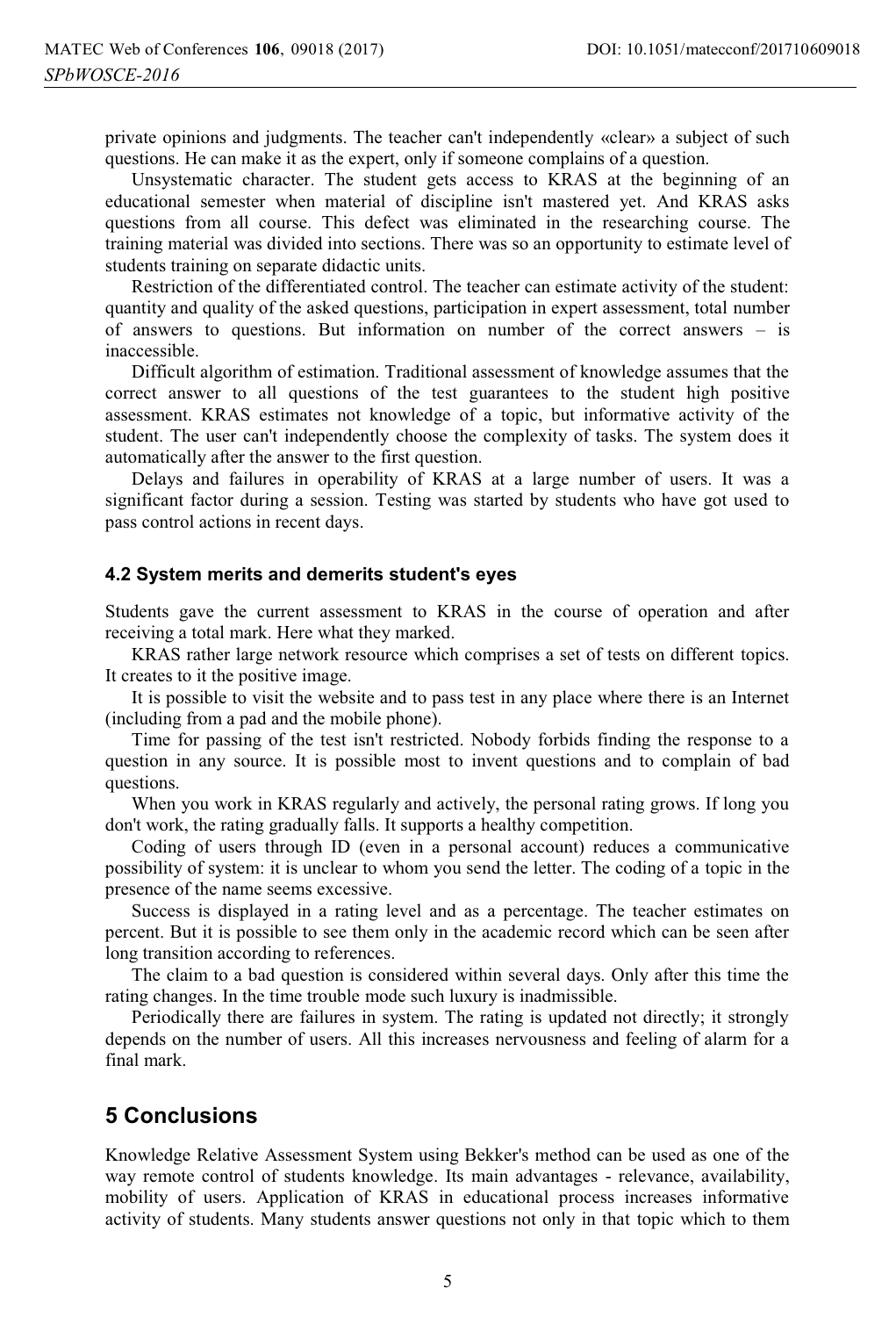private opinions and judgments. The teacher can't independently «clear» a subject of such questions. He can make it as the expert, only if someone complains of a question.

Unsystematic character. The student gets access to KRAS at the beginning of an educational semester when material of discipline isn't mastered yet. And KRAS asks questions from all course. This defect was eliminated in the researching course. The training material was divided into sections. There was so an opportunity to estimate level of students training on separate didactic units.

Restriction of the differentiated control. The teacher can estimate activity of the student: quantity and quality of the asked questions, participation in expert assessment, total number of answers to questions. But information on number of the correct answers – is inaccessible.

Difficult algorithm of estimation. Traditional assessment of knowledge assumes that the correct answer to all questions of the test guarantees to the student high positive assessment. KRAS estimates not knowledge of a topic, but informative activity of the student. The user can't independently choose the complexity of tasks. The system does it automatically after the answer to the first question.

Delays and failures in operability of KRAS at a large number of users. It was a significant factor during a session. Testing was started by students who have got used to pass control actions in recent days.

### 4.2 System merits and demerits student's eyes

Students gave the current assessment to KRAS in the course of operation and after receiving a total mark. Here what they marked.

KRAS rather large network resource which comprises a set of tests on different topics. It creates to it the positive image.

It is possible to visit the website and to pass test in any place where there is an Internet (including from a pad and the mobile phone).

Time for passing of the test isn't restricted. Nobody forbids finding the response to a question in any source. It is possible most to invent questions and to complain of bad questions.

When you work in KRAS regularly and actively, the personal rating grows. If long you don't work, the rating gradually falls. It supports a healthy competition.

Coding of users through ID (even in a personal account) reduces a communicative possibility of system: it is unclear to whom you send the letter. The coding of a topic in the presence of the name seems excessive.

Success is displayed in a rating level and as a percentage. The teacher estimates on percent. But it is possible to see them only in the academic record which can be seen after long transition according to references.

The claim to a bad question is considered within several days. Only after this time the rating changes. In the time trouble mode such luxury is inadmissible.

Periodically there are failures in system. The rating is updated not directly; it strongly depends on the number of users. All this increases nervousness and feeling of alarm for a final mark.

## 5 Conclusions

Knowledge Relative Assessment System using Bekker's method can be used as one of the way remote control of students knowledge. Its main advantages - relevance, availability, mobility of users. Application of KRAS in educational process increases informative activity of students. Many students answer questions not only in that topic which to them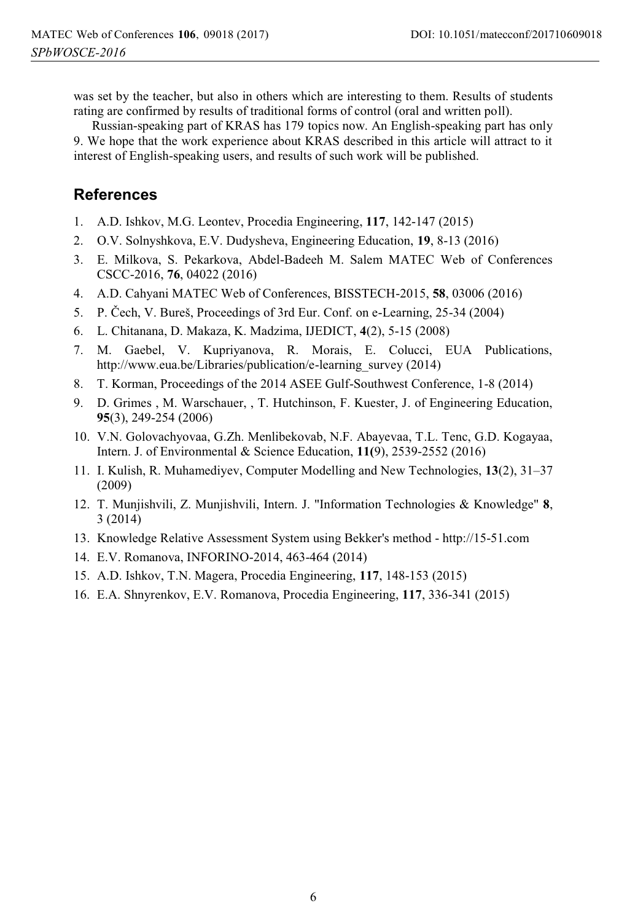was set by the teacher, but also in others which are interesting to them. Results of students rating are confirmed by results of traditional forms of control (oral and written poll).

Russian-speaking part of KRAS has 179 topics now. An English-speaking part has only 9. We hope that the work experience about KRAS described in this article will attract to it interest of English-speaking users, and results of such work will be published.

## References

1. A.D. Ishkov, M.G. Leontev, Procedia Engineering, **117**, 142-147 (2015)
2. O.V. Solnyshkova, E.V. Dudysheva, Engineering Education, **19**, 8-13 (2016)
3. E. Milkova, S. Pekarkova, Abdel-Badeeh M. Salem MATEC Web of Conferences CSCC-2016, **76**, 04022 (2016)
4. A.D. Cahyani MATEC Web of Conferences, BISSTECH-2015, **58**, 03006 (2016)
5. P. Čech, V. Bureš, Proceedings of 3rd Eur. Conf. on e-Learning, 25-34 (2004)
6. L. Chitanana, D. Makaza, K. Madzima, IJEDICT, **4**(2), 5-15 (2008)
7. M. Gaebel, V. Kupriyanova, R. Morais, E. Colucci, EUA Publications, http://www.eua.be/Libraries/publication/e-learning_survey (2014)
8. T. Korman, Proceedings of the 2014 ASEE Gulf-Southwest Conference, 1-8 (2014)
9. D. Grimes , M. Warschauer, , T. Hutchinson, F. Kuester, J. of Engineering Education, **95**(3), 249-254 (2006)
10. V.N. Golovachyovaa, G.Zh. Menlibekovab, N.F. Abayevaa, T.L. Tenc, G.D. Kogayaa, Intern. J. of Environmental & Science Education, **11(**9), 2539-2552 (2016)
11. I. Kulish, R. Muhamediyev, Computer Modelling and New Technologies, **13**(2), 31–37 (2009)
12. T. Munjishvili, Z. Munjishvili, Intern. J. "Information Technologies & Knowledge" **8**, 3 (2014)
13. Knowledge Relative Assessment System using Bekker's method - http://15-51.com
14. E.V. Romanova, INFORINO-2014, 463-464 (2014)
15. A.D. Ishkov, T.N. Magera, Procedia Engineering, **117**, 148-153 (2015)
16. E.A. Shnyrenkov, E.V. Romanova, Procedia Engineering, **117**, 336-341 (2015)